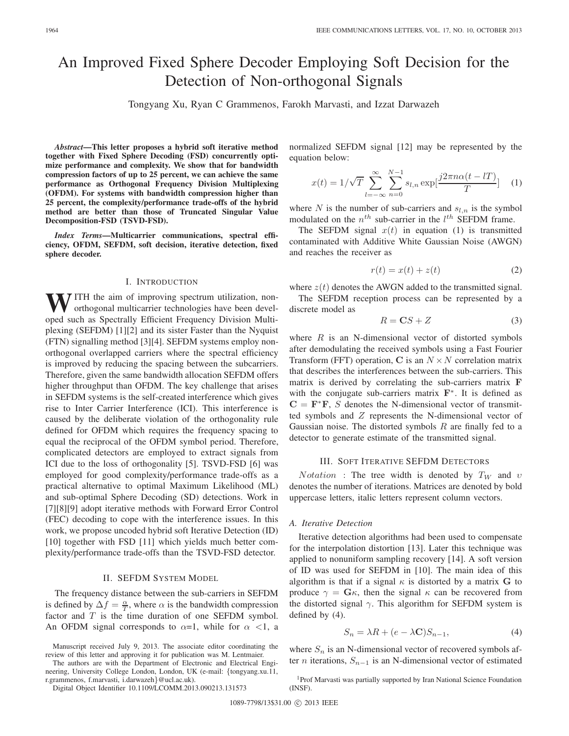# An Improved Fixed Sphere Decoder Employing Soft Decision for the Detection of Non-orthogonal Signals

Tongyang Xu, Ryan C Grammenos, Farokh Marvasti, and Izzat Darwazeh

***Abstract*—This letter proposes a hybrid soft iterative method together with Fixed Sphere Decoding (FSD) concurrently optimize performance and complexity. We show that for bandwidth compression factors of up to 25 percent, we can achieve the same performance as Orthogonal Frequency Division Multiplexing (OFDM). For systems with bandwidth compression higher than 25 percent, the complexity/performance trade-offs of the hybrid method are better than those of Truncated Singular Value Decomposition-FSD (TSVD-FSD).**

***Index Terms*—Multicarrier communications, spectral efficiency, OFDM, SEFDM, soft decision, iterative detection, fixed sphere decoder.**

## I. Introduction

With the aim of improving spectrum utilization, non-orthogonal multicarrier technologies have been developed such as Spectrally Efficient Frequency Division Multiplexing (SEFDM) [1][2] and its sister Faster than the Nyquist (FTN) signalling method [3][4]. SEFDM systems employ non-orthogonal overlapped carriers where the spectral efficiency is improved by reducing the spacing between the subcarriers. Therefore, given the same bandwidth allocation SEFDM offers higher throughput than OFDM. The key challenge that arises in SEFDM systems is the self-created interference which gives rise to Inter Carrier Interference (ICI). This interference is caused by the deliberate violation of the orthogonality rule defined for OFDM which requires the frequency spacing to equal the reciprocal of the OFDM symbol period. Therefore, complicated detectors are employed to extract signals from ICI due to the loss of orthogonality [5]. TSVD-FSD [6] was employed for good complexity/performance trade-offs as a practical alternative to optimal Maximum Likelihood (ML) and sub-optimal Sphere Decoding (SD) detections. Work in [7][8][9] adopt iterative methods with Forward Error Control (FEC) decoding to cope with the interference issues. In this work, we propose uncoded hybrid soft Iterative Detection (ID) [10] together with FSD [11] which yields much better complexity/performance trade-offs than the TSVD-FSD detector.

## II. SEFDM System Model

The frequency distance between the sub-carriers in SEFDM is defined by $\Delta f = \frac{\alpha}{T}$, where $\alpha$ is the bandwidth compression factor and $T$ is the time duration of one SEFDM symbol. An OFDM signal corresponds to $\alpha$=1, while for $\alpha$ <1, a normalized SEFDM signal [12] may be represented by the equation below:

$$x(t) = 1/\sqrt{T} \sum_{l=-\infty}^{\infty} \sum_{n=0}^{N-1} s_{l,n} \exp[\frac{j2\pi n\alpha(t-lT)}{T}] \quad (1)$$

where $N$ is the number of sub-carriers and $s_{l,n}$ is the symbol modulated on the $n^{th}$ sub-carrier in the $l^{th}$ SEFDM frame.

The SEFDM signal $x(t)$ in equation (1) is transmitted contaminated with Additive White Gaussian Noise (AWGN) and reaches the receiver as

$$r(t) = x(t) + z(t) \quad (2)$$

where $z(t)$ denotes the AWGN added to the transmitted signal.

The SEFDM reception process can be represented by a discrete model as

$$R = \mathbf{C}S + Z \quad (3)$$

where $R$ is an N-dimensional vector of distorted symbols after demodulating the received symbols using a Fast Fourier Transform (FFT) operation, $\mathbf{C}$ is an $N \times N$ correlation matrix that describes the interferences between the sub-carriers. This matrix is derived by correlating the sub-carriers matrix $\mathbf{F}$ with the conjugate sub-carriers matrix $\mathbf{F}^*$. It is defined as $\mathbf{C} = \mathbf{F}^*\mathbf{F}$, $S$ denotes the N-dimensional vector of transmitted symbols and $Z$ represents the N-dimensional vector of Gaussian noise. The distorted symbols $R$ are finally fed to a detector to generate estimate of the transmitted signal.

## III. Soft Iterative SEFDM Detectors

*Notation* : The tree width is denoted by $T_W$ and $\upsilon$ denotes the number of iterations. Matrices are denoted by bold uppercase letters, italic letters represent column vectors.

### A. Iterative Detection

Iterative detection algorithms had been used to compensate for the interpolation distortion [13]. Later this technique was applied to nonuniform sampling recovery [14]. A soft version of ID was used for SEFDM in [10]. The main idea of this algorithm is that if a signal $\kappa$ is distorted by a matrix $\mathbf{G}$ to produce $\gamma = \mathbf{G}\kappa$, then the signal $\kappa$ can be recovered from the distorted signal $\gamma$. This algorithm for SEFDM system is defined by (4).

$$S_n = \lambda R + (e - \lambda \mathbf{C})S_{n-1}, \quad (4)$$

where $S_n$ is an N-dimensional vector of recovered symbols after $n$ iterations, $S_{n-1}$ is an N-dimensional vector of estimated

Manuscript received July 9, 2013. The associate editor coordinating the review of this letter and approving it for publication was M. Lentmaier.

The authors are with the Department of Electronic and Electrical Engineering, University College London, London, UK (e-mail: {tongyang.xu.11, r.grammenos, f.marvasti, i.darwazeh}@ucl.ac.uk).

Digital Object Identifier 10.1109/LCOMM.2013.090213.131573

[1] Prof Marvasti was partially supported by Iran National Science Foundation (INSF).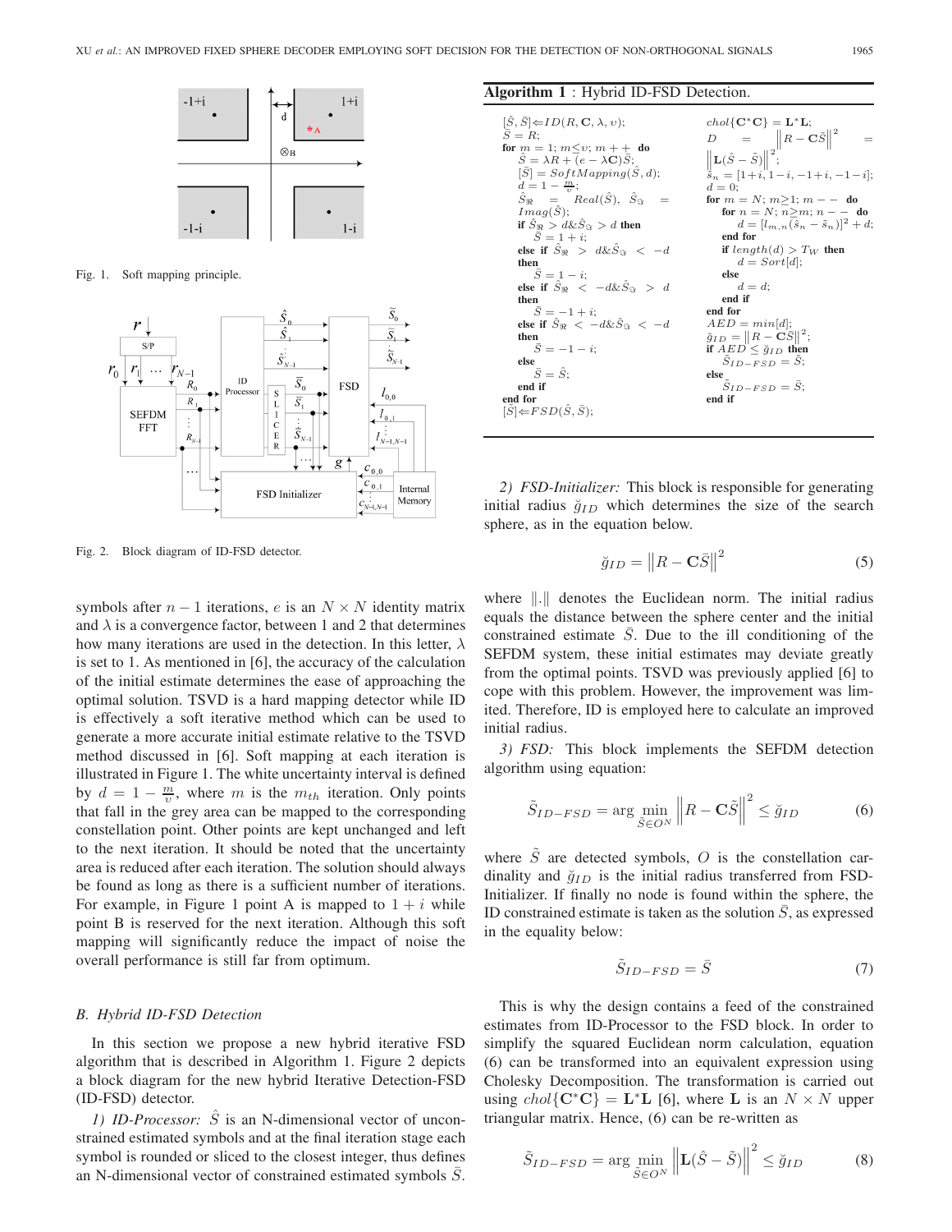Fig. 1. Soft mapping principle.

Fig. 2. Block diagram of ID-FSD detector.

symbols after $n-1$ iterations, $e$ is an $N \times N$ identity matrix and $\lambda$ is a convergence factor, between 1 and 2 that determines how many iterations are used in the detection. In this letter, $\lambda$ is set to 1. As mentioned in [6], the accuracy of the calculation of the initial estimate determines the ease of approaching the optimal solution. TSVD is a hard mapping detector while ID is effectively a soft iterative method which can be used to generate a more accurate initial estimate relative to the TSVD method discussed in [6]. Soft mapping at each iteration is illustrated in Figure 1. The white uncertainty interval is defined by $d = 1 - \frac{m}{v}$, where $m$ is the $m_{th}$ iteration. Only points that fall in the grey area can be mapped to the corresponding constellation point. Other points are kept unchanged and left to the next iteration. It should be noted that the uncertainty area is reduced after each iteration. The solution should always be found as long as there is a sufficient number of iterations. For example, in Figure 1 point A is mapped to $1+i$ while point B is reserved for the next iteration. Although this soft mapping will significantly reduce the impact of noise the overall performance is still far from optimum.

### B. Hybrid ID-FSD Detection

In this section we propose a new hybrid iterative FSD algorithm that is described in Algorithm 1. Figure 2 depicts a block diagram for the new hybrid Iterative Detection-FSD (ID-FSD) detector.

*1) ID-Processor:* $\hat{S}$ is an N-dimensional vector of unconstrained estimated symbols and at the final iteration stage each symbol is rounded or sliced to the closest integer, thus defines an N-dimensional vector of constrained estimated symbols $\bar{S}$.

**Algorithm 1**: Hybrid ID-FSD Detection.

```
[Ŝ, S̄] ⇐ ID(R, C, λ, υ);
S̄ = R;
for m = 1; m ≤ υ; m++ do
    Ŝ = λR + (e − λC)S̄;
    [S̄] = SoftMapping(Ŝ, d);
    d = 1 − m/υ;
    Ŝ_ℜ = Real(Ŝ), Ŝ_ℑ = Imag(Ŝ);
    if Ŝ_ℜ > d & Ŝ_ℑ > d then
        S̄ = 1 + i;
    else if Ŝ_ℜ > d & Ŝ_ℑ < −d then
        S̄ = 1 − i;
    else if Ŝ_ℜ < −d & Ŝ_ℑ > d then
        S̄ = −1 + i;
    else if Ŝ_ℜ < −d & Ŝ_ℑ < −d then
        S̄ = −1 − i;
    else
        S̄ = Ŝ;
    end if
end for
[S̃] ⇐ FSD(Ŝ, S̄);
chol{C*C} = L*L;
D = ||R − CS̃||^2 = ||L(Ŝ − S̃)||^2;
s̃_n = [1+i, 1−i, −1+i, −1−i];
d = 0;
for m = N; m ≥ 1; m −− do
    for n = N; n ≥ m; n −− do
        d = [l_{m,n}(ŝ_n − s̃_n)]^2 + d;
    end for
    if length(d) > T_W then
        d = Sort[d];
    else
        d = d;
    end if
end for
AED = min[d];
ğ_ID = ||R − CS̄||^2;
if AED ≤ ğ_ID then
    S̃_{ID−FSD} = S̃;
else
    S̃_{ID−FSD} = S̄;
end if
```

*2) FSD-Initializer:* This block is responsible for generating initial radius $\breve{g}_{ID}$ which determines the size of the search sphere, as in the equation below.

$$\breve{g}_{ID} = \left\| R - \mathbf{C}\bar{S} \right\|^2 \tag{5}$$

where $\|.\|$ denotes the Euclidean norm. The initial radius equals the distance between the sphere center and the initial constrained estimate $\bar{S}$. Due to the ill conditioning of the SEFDM system, these initial estimates may deviate greatly from the optimal points. TSVD was previously applied [6] to cope with this problem. However, the improvement was limited. Therefore, ID is employed here to calculate an improved initial radius.

*3) FSD:* This block implements the SEFDM detection algorithm using equation:

$$\tilde{S}_{ID-FSD} = \arg \min_{\tilde{S} \in O^N} \left\| R - \mathbf{C}\tilde{S} \right\|^2 \leq \breve{g}_{ID} \tag{6}$$

where $\tilde{S}$ are detected symbols, $O$ is the constellation cardinality and $\breve{g}_{ID}$ is the initial radius transferred from FSD-Initializer. If finally no node is found within the sphere, the ID constrained estimate is taken as the solution $\bar{S}$, as expressed in the equality below:

$$\tilde{S}_{ID-FSD} = \bar{S} \tag{7}$$

This is why the design contains a feed of the constrained estimates from ID-Processor to the FSD block. In order to simplify the squared Euclidean norm calculation, equation (6) can be transformed into an equivalent expression using Cholesky Decomposition. The transformation is carried out using $chol\{\mathbf{C}^*\mathbf{C}\} = \mathbf{L}^*\mathbf{L}$ [6], where $\mathbf{L}$ is an $N \times N$ upper triangular matrix. Hence, (6) can be re-written as

$$\tilde{S}_{ID-FSD} = \arg \min_{\tilde{S} \in O^N} \left\| \mathbf{L}(\hat{S} - \tilde{S}) \right\|^2 \leq \breve{g}_{ID} \tag{8}$$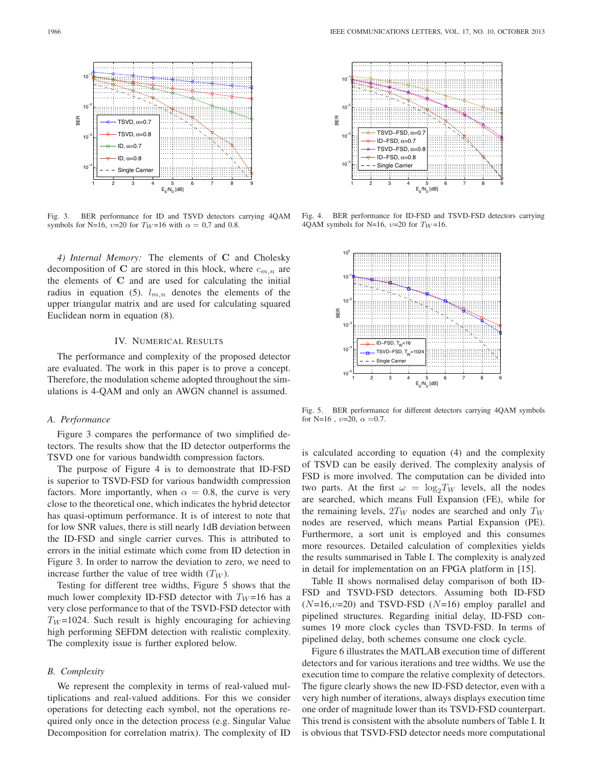Fig. 3. BER performance for ID and TSVD detectors carrying 4QAM symbols for N=16, $\upsilon$=20 for $T_W$=16 with $\alpha$ = 0,7 and 0.8.

Fig. 4. BER performance for ID-FSD and TSVD-FSD detectors carrying 4QAM symbols for N=16, $\upsilon$=20 for $T_W$=16.

Fig. 5. BER performance for different detectors carrying 4QAM symbols for N=16 , $\upsilon$=20, $\alpha$ =0.7.

*4) Internal Memory:* The elements of $\mathbf{C}$ and Cholesky decomposition of $\mathbf{C}$ are stored in this block, where $c_{m,n}$ are the elements of $\mathbf{C}$ and are used for calculating the initial radius in equation (5). $l_{m,n}$ denotes the elements of the upper triangular matrix and are used for calculating squared Euclidean norm in equation (8).

## IV. Numerical Results

The performance and complexity of the proposed detector are evaluated. The work in this paper is to prove a concept. Therefore, the modulation scheme adopted throughout the simulations is 4-QAM and only an AWGN channel is assumed.

### A. Performance

Figure 3 compares the performance of two simplified detectors. The results show that the ID detector outperforms the TSVD one for various bandwidth compression factors.

The purpose of Figure 4 is to demonstrate that ID-FSD is superior to TSVD-FSD for various bandwidth compression factors. More importantly, when $\alpha = 0.8$, the curve is very close to the theoretical one, which indicates the hybrid detector has quasi-optimum performance. It is of interest to note that for low SNR values, there is still nearly 1dB deviation between the ID-FSD and single carrier curves. This is attributed to errors in the initial estimate which come from ID detection in Figure 3. In order to narrow the deviation to zero, we need to increase further the value of tree width ($T_W$).

Testing for different tree widths, Figure 5 shows that the much lower complexity ID-FSD detector with $T_W$=16 has a very close performance to that of the TSVD-FSD detector with $T_W$=1024. Such result is highly encouraging for achieving high performing SEFDM detection with realistic complexity. The complexity issue is further explored below.

### B. Complexity

We represent the complexity in terms of real-valued multiplications and real-valued additions. For this we consider operations for detecting each symbol, not the operations required only once in the detection process (e.g. Singular Value Decomposition for correlation matrix). The complexity of ID is calculated according to equation (4) and the complexity of TSVD can be easily derived. The complexity analysis of FSD is more involved. The computation can be divided into two parts. At the first $\omega = \log_2 T_W$ levels, all the nodes are searched, which means Full Expansion (FE), while for the remaining levels, $2T_W$ nodes are searched and only $T_W$ nodes are reserved, which means Partial Expansion (PE). Furthermore, a sort unit is employed and this consumes more resources. Detailed calculation of complexities yields the results summarised in Table I. The complexity is analyzed in detail for implementation on an FPGA platform in [15].

Table II shows normalised delay comparison of both ID-FSD and TSVD-FSD detectors. Assuming both ID-FSD ($N$=16,$\upsilon$=20) and TSVD-FSD ($N$=16) employ parallel and pipelined structures. Regarding initial delay, ID-FSD consumes 19 more clock cycles than TSVD-FSD. In terms of pipelined delay, both schemes consume one clock cycle.

Figure 6 illustrates the MATLAB execution time of different detectors and for various iterations and tree widths. We use the execution time to compare the relative complexity of detectors. The figure clearly shows the new ID-FSD detector, even with a very high number of iterations, always displays execution time one order of magnitude lower than its TSVD-FSD counterpart. This trend is consistent with the absolute numbers of Table I. It is obvious that TSVD-FSD detector needs more computational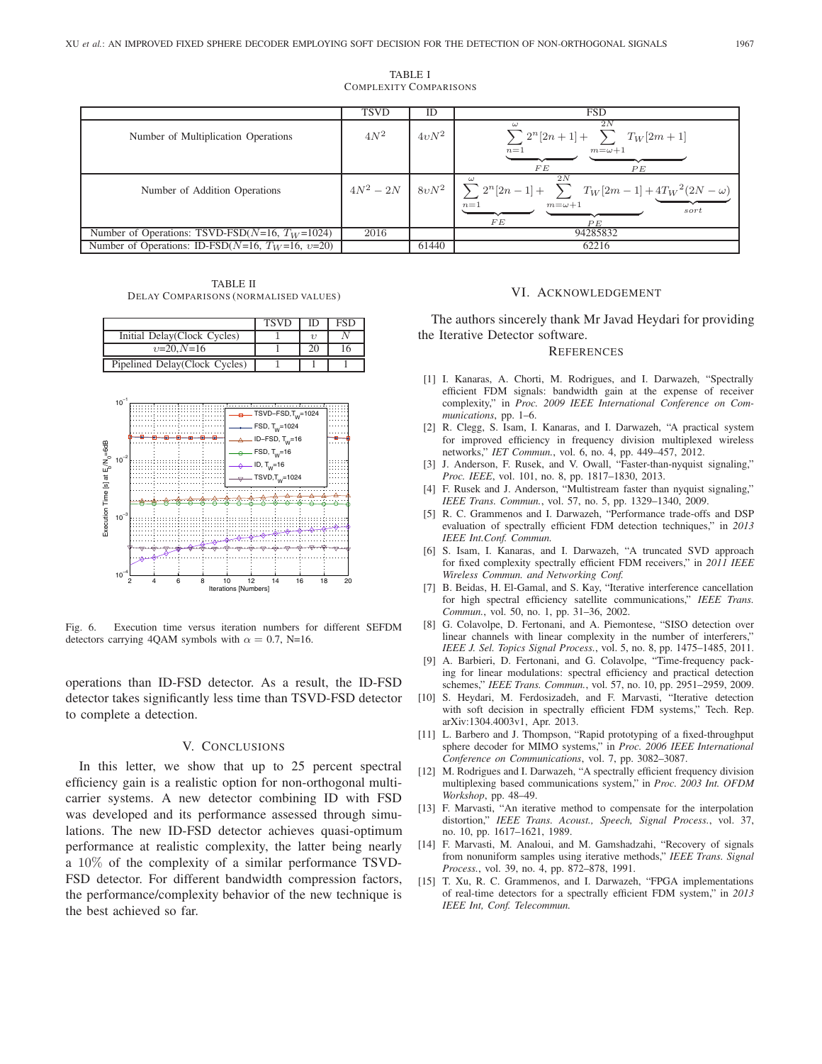TABLE I
COMPLEXITY COMPARISONS

| | TSVD | ID | FSD |
|---|---|---|---|
| Number of Multiplication Operations | $4N^2$ | $4\upsilon N^2$ | $\underbrace{\sum_{n=1}^{\omega} 2^n[2n+1]}_{FE} + \underbrace{\sum_{m=\omega+1}^{2N} T_W[2m+1]}_{PE}$ |
| Number of Addition Operations | $4N^2 - 2N$ | $8\upsilon N^2$ | $\underbrace{\sum_{n=1}^{\omega} 2^n[2n-1]}_{FE} + \underbrace{\sum_{m=\omega+1}^{2N} T_W[2m-1]}_{PE} + \underbrace{4{T_W}^2(2N-\omega)}_{sort}$ |
| Number of Operations: TSVD-FSD($N$=16, $T_W$=1024) | 2016 | | 94285832 |
| Number of Operations: ID-FSD($N$=16, $T_W$=16, $\upsilon$=20) | | 61440 | 62216 |

TABLE II
DELAY COMPARISONS (NORMALISED VALUES)

| | TSVD | ID | FSD |
|---|---|---|---|
| Initial Delay(Clock Cycles) | 1 | $\upsilon$ | $N$ |
| $\upsilon$=20,$N$=16 | 1 | 20 | 16 |
| Pipelined Delay(Clock Cycles) | 1 | 1 | 1 |

TSVD–FSD, $T_W$=1024
FSD, $T_W$=1024
ID–FSD, $T_W$=16
FSD, $T_W$=16
ID, $T_W$=16
TSVD, $T_W$=1024

Execution Time [s] at $E_b/N_0$=6dB
Iterations [Numbers]

Fig. 6. Execution time versus iteration numbers for different SEFDM detectors carrying 4QAM symbols with $\alpha = 0.7$, N=16.

operations than ID-FSD detector. As a result, the ID-FSD detector takes significantly less time than TSVD-FSD detector to complete a detection.

## V. CONCLUSIONS

In this letter, we show that up to 25 percent spectral efficiency gain is a realistic option for non-orthogonal multi-carrier systems. A new detector combining ID with FSD was developed and its performance assessed through simulations. The new ID-FSD detector achieves quasi-optimum performance at realistic complexity, the latter being nearly a 10% of the complexity of a similar performance TSVD-FSD detector. For different bandwidth compression factors, the performance/complexity behavior of the new technique is the best achieved so far.

## VI. ACKNOWLEDGEMENT

The authors sincerely thank Mr Javad Heydari for providing the Iterative Detector software.

## REFERENCES

[1] I. Kanaras, A. Chorti, M. Rodrigues, and I. Darwazeh, "Spectrally efficient FDM signals: bandwidth gain at the expense of receiver complexity," in *Proc. 2009 IEEE International Conference on Communications*, pp. 1–6.

[2] R. Clegg, S. Isam, I. Kanaras, and I. Darwazeh, "A practical system for improved efficiency in frequency division multiplexed wireless networks," *IET Commun.*, vol. 6, no. 4, pp. 449–457, 2012.

[3] J. Anderson, F. Rusek, and V. Owall, "Faster-than-nyquist signaling," *Proc. IEEE*, vol. 101, no. 8, pp. 1817–1830, 2013.

[4] F. Rusek and J. Anderson, "Multistream faster than nyquist signaling," *IEEE Trans. Commun.*, vol. 57, no. 5, pp. 1329–1340, 2009.

[5] R. C. Grammenos and I. Darwazeh, "Performance trade-offs and DSP evaluation of spectrally efficient FDM detection techniques," in *2013 IEEE Int.Conf. Commun.*

[6] S. Isam, I. Kanaras, and I. Darwazeh, "A truncated SVD approach for fixed complexity spectrally efficient FDM receivers," in *2011 IEEE Wireless Commun. and Networking Conf.*

[7] B. Beidas, H. El-Gamal, and S. Kay, "Iterative interference cancellation for high spectral efficiency satellite communications," *IEEE Trans. Commun.*, vol. 50, no. 1, pp. 31–36, 2002.

[8] G. Colavolpe, D. Fertonani, and A. Piemontese, "SISO detection over linear channels with linear complexity in the number of interferers," *IEEE J. Sel. Topics Signal Process.*, vol. 5, no. 8, pp. 1475–1485, 2011.

[9] A. Barbieri, D. Fertonani, and G. Colavolpe, "Time-frequency packing for linear modulations: spectral efficiency and practical detection schemes," *IEEE Trans. Commun.*, vol. 57, no. 10, pp. 2951–2959, 2009.

[10] S. Heydari, M. Ferdosizadeh, and F. Marvasti, "Iterative detection with soft decision in spectrally efficient FDM systems," Tech. Rep. arXiv:1304.4003v1, Apr. 2013.

[11] L. Barbero and J. Thompson, "Rapid prototyping of a fixed-throughput sphere decoder for MIMO systems," in *Proc. 2006 IEEE International Conference on Communications*, vol. 7, pp. 3082–3087.

[12] M. Rodrigues and I. Darwazeh, "A spectrally efficient frequency division multiplexing based communications system," in *Proc. 2003 Int. OFDM Workshop*, pp. 48–49.

[13] F. Marvasti, "An iterative method to compensate for the interpolation distortion," *IEEE Trans. Acoust., Speech, Signal Process.*, vol. 37, no. 10, pp. 1617–1621, 1989.

[14] F. Marvasti, M. Analoui, and M. Gamshadzahi, "Recovery of signals from nonuniform samples using iterative methods," *IEEE Trans. Signal Process.*, vol. 39, no. 4, pp. 872–878, 1991.

[15] T. Xu, R. C. Grammenos, and I. Darwazeh, "FPGA implementations of real-time detectors for a spectrally efficient FDM system," in *2013 IEEE Int, Conf. Telecommun.*